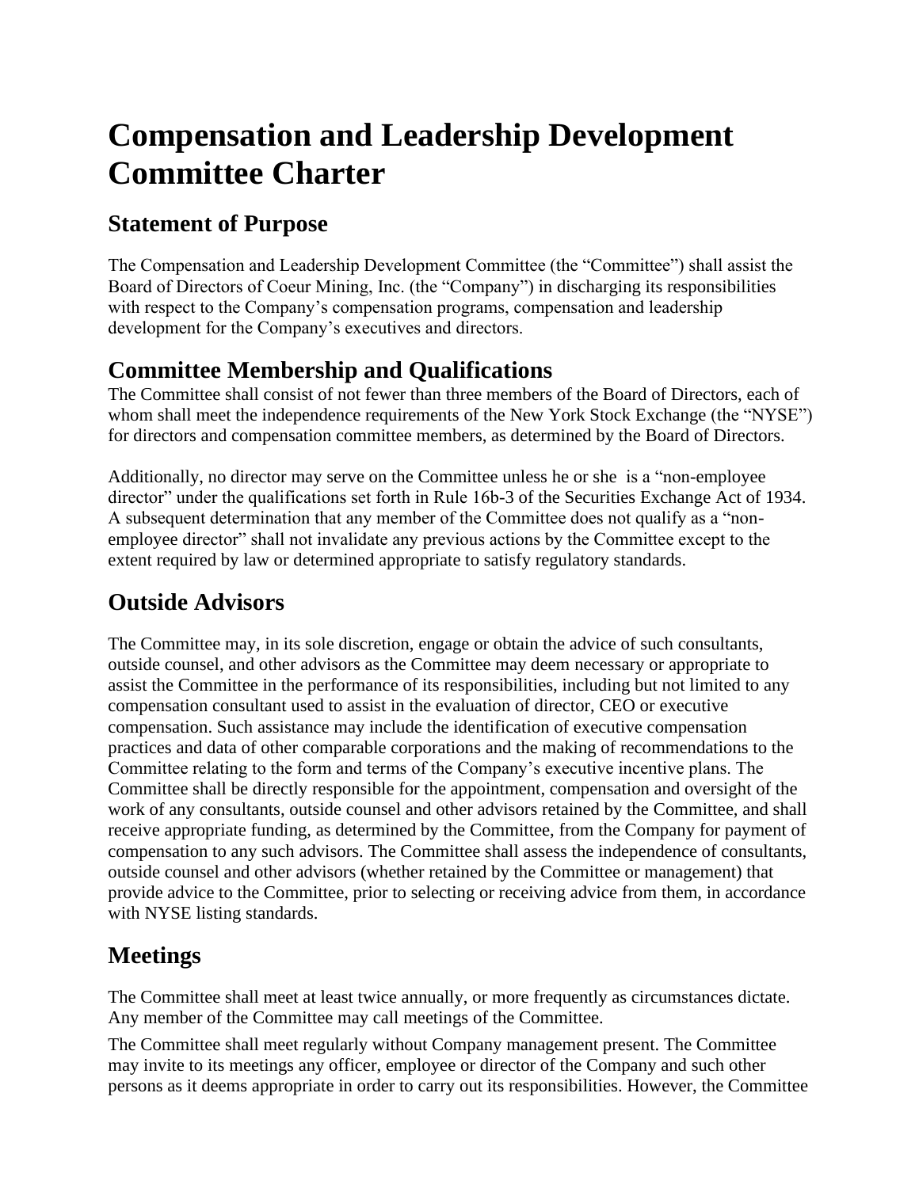# Compensation and Leadership Development Committee Charter

## Statement of Purpose

The Compensation and Leadership Development Committee (the "Committee") shall assist the Board of Directors of Coeur Mining, Inc. (the "Company") in discharging its responsibilities with respect to the Company's compensation programs, compensation and leadership development for the Company's executives and directors.

## Committee Membership and Qualifications

The Committee shall consist of not fewer than three members of the Board of Directors, each of whom shall meet the independence requirements of the New York Stock Exchange (the "NYSE") for directors and compensation committee members, as determined by the Board of Directors.

Additionally, no director may serve on the Committee unless he or she is a "non-employee director" under the qualifications set forth in Rule 16b-3 of the Securities Exchange Act of 1934. A subsequent determination that any member of the Committee does not qualify as a "non-employee director" shall not invalidate any previous actions by the Committee except to the extent required by law or determined appropriate to satisfy regulatory standards.

## Outside Advisors

The Committee may, in its sole discretion, engage or obtain the advice of such consultants, outside counsel, and other advisors as the Committee may deem necessary or appropriate to assist the Committee in the performance of its responsibilities, including but not limited to any compensation consultant used to assist in the evaluation of director, CEO or executive compensation. Such assistance may include the identification of executive compensation practices and data of other comparable corporations and the making of recommendations to the Committee relating to the form and terms of the Company's executive incentive plans. The Committee shall be directly responsible for the appointment, compensation and oversight of the work of any consultants, outside counsel and other advisors retained by the Committee, and shall receive appropriate funding, as determined by the Committee, from the Company for payment of compensation to any such advisors. The Committee shall assess the independence of consultants, outside counsel and other advisors (whether retained by the Committee or management) that provide advice to the Committee, prior to selecting or receiving advice from them, in accordance with NYSE listing standards.

## Meetings

The Committee shall meet at least twice annually, or more frequently as circumstances dictate. Any member of the Committee may call meetings of the Committee.

The Committee shall meet regularly without Company management present. The Committee may invite to its meetings any officer, employee or director of the Company and such other persons as it deems appropriate in order to carry out its responsibilities. However, the Committee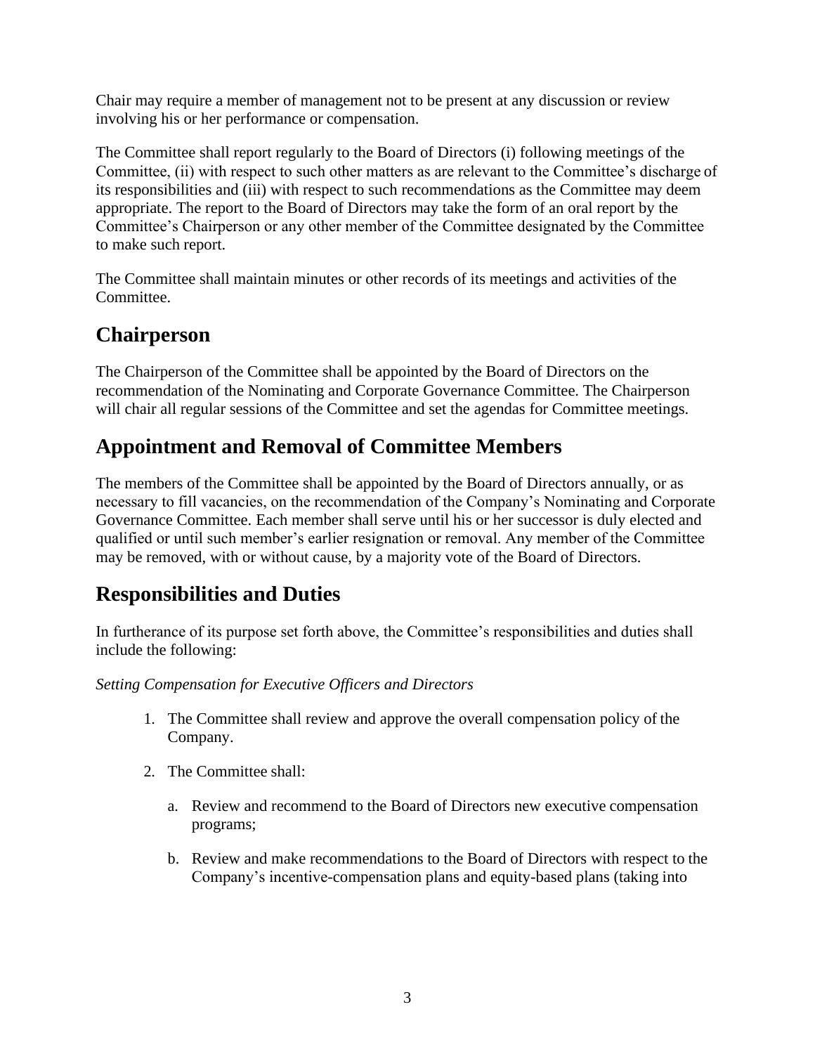Chair may require a member of management not to be present at any discussion or review involving his or her performance or compensation.

The Committee shall report regularly to the Board of Directors (i) following meetings of the Committee, (ii) with respect to such other matters as are relevant to the Committee's discharge of its responsibilities and (iii) with respect to such recommendations as the Committee may deem appropriate. The report to the Board of Directors may take the form of an oral report by the Committee's Chairperson or any other member of the Committee designated by the Committee to make such report.

The Committee shall maintain minutes or other records of its meetings and activities of the Committee.

## Chairperson

The Chairperson of the Committee shall be appointed by the Board of Directors on the recommendation of the Nominating and Corporate Governance Committee. The Chairperson will chair all regular sessions of the Committee and set the agendas for Committee meetings.

## Appointment and Removal of Committee Members

The members of the Committee shall be appointed by the Board of Directors annually, or as necessary to fill vacancies, on the recommendation of the Company's Nominating and Corporate Governance Committee. Each member shall serve until his or her successor is duly elected and qualified or until such member's earlier resignation or removal. Any member of the Committee may be removed, with or without cause, by a majority vote of the Board of Directors.

## Responsibilities and Duties

In furtherance of its purpose set forth above, the Committee's responsibilities and duties shall include the following:

*Setting Compensation for Executive Officers and Directors*

1. The Committee shall review and approve the overall compensation policy of the Company.

2. The Committee shall:

   a. Review and recommend to the Board of Directors new executive compensation programs;

   b. Review and make recommendations to the Board of Directors with respect to the Company's incentive-compensation plans and equity-based plans (taking into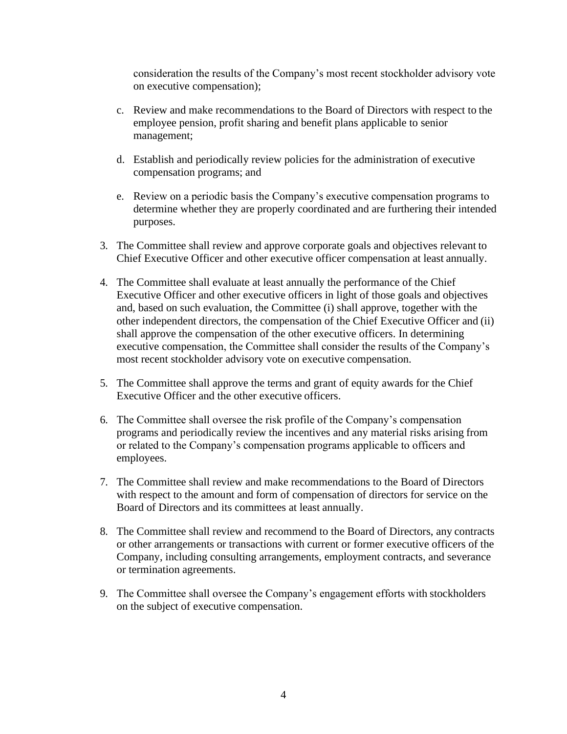consideration the results of the Company's most recent stockholder advisory vote on executive compensation);

c. Review and make recommendations to the Board of Directors with respect to the employee pension, profit sharing and benefit plans applicable to senior management;

d. Establish and periodically review policies for the administration of executive compensation programs; and

e. Review on a periodic basis the Company's executive compensation programs to determine whether they are properly coordinated and are furthering their intended purposes.

3. The Committee shall review and approve corporate goals and objectives relevant to Chief Executive Officer and other executive officer compensation at least annually.

4. The Committee shall evaluate at least annually the performance of the Chief Executive Officer and other executive officers in light of those goals and objectives and, based on such evaluation, the Committee (i) shall approve, together with the other independent directors, the compensation of the Chief Executive Officer and (ii) shall approve the compensation of the other executive officers. In determining executive compensation, the Committee shall consider the results of the Company's most recent stockholder advisory vote on executive compensation.

5. The Committee shall approve the terms and grant of equity awards for the Chief Executive Officer and the other executive officers.

6. The Committee shall oversee the risk profile of the Company's compensation programs and periodically review the incentives and any material risks arising from or related to the Company's compensation programs applicable to officers and employees.

7. The Committee shall review and make recommendations to the Board of Directors with respect to the amount and form of compensation of directors for service on the Board of Directors and its committees at least annually.

8. The Committee shall review and recommend to the Board of Directors, any contracts or other arrangements or transactions with current or former executive officers of the Company, including consulting arrangements, employment contracts, and severance or termination agreements.

9. The Committee shall oversee the Company's engagement efforts with stockholders on the subject of executive compensation.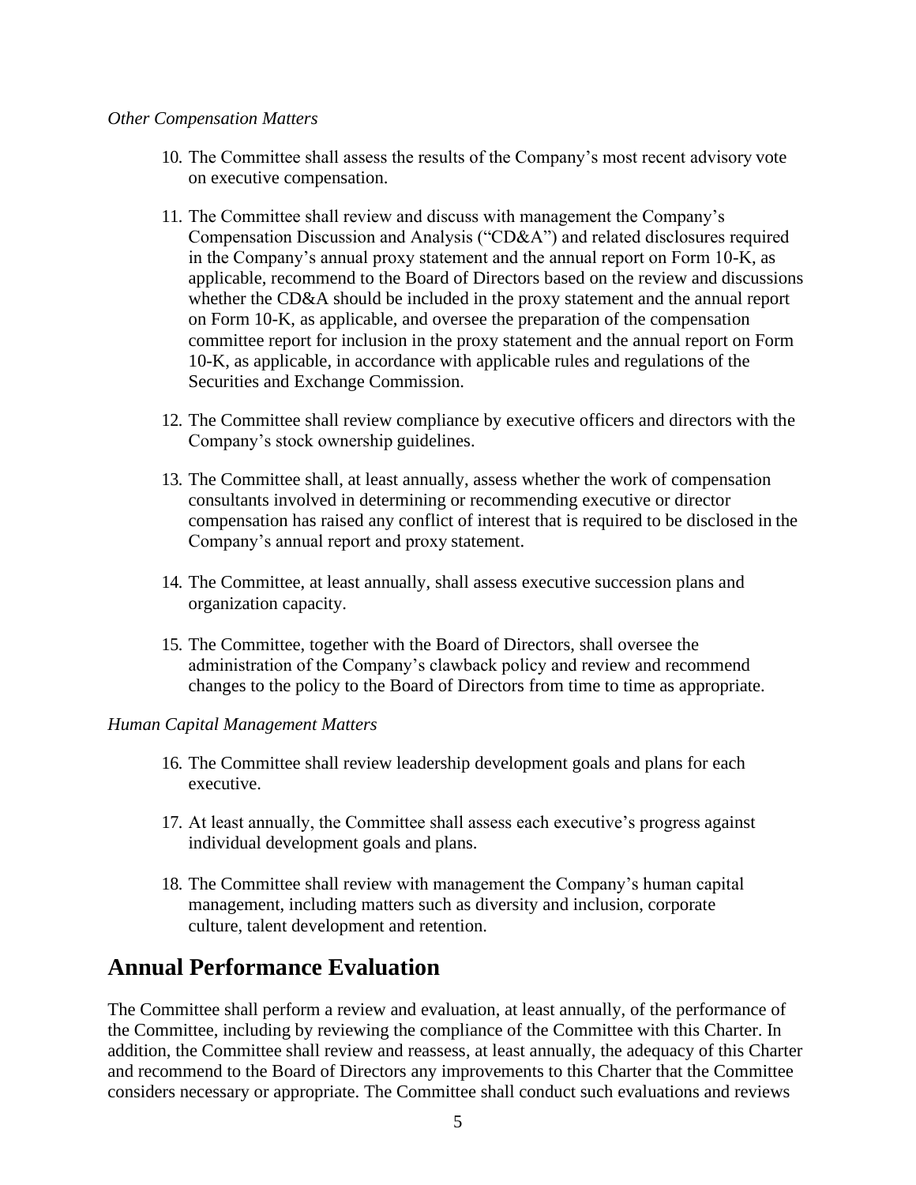*Other Compensation Matters*

10. The Committee shall assess the results of the Company's most recent advisory vote on executive compensation.

11. The Committee shall review and discuss with management the Company's Compensation Discussion and Analysis ("CD&A") and related disclosures required in the Company's annual proxy statement and the annual report on Form 10-K, as applicable, recommend to the Board of Directors based on the review and discussions whether the CD&A should be included in the proxy statement and the annual report on Form 10-K, as applicable, and oversee the preparation of the compensation committee report for inclusion in the proxy statement and the annual report on Form 10-K, as applicable, in accordance with applicable rules and regulations of the Securities and Exchange Commission.

12. The Committee shall review compliance by executive officers and directors with the Company's stock ownership guidelines.

13. The Committee shall, at least annually, assess whether the work of compensation consultants involved in determining or recommending executive or director compensation has raised any conflict of interest that is required to be disclosed in the Company's annual report and proxy statement.

14. The Committee, at least annually, shall assess executive succession plans and organization capacity.

15. The Committee, together with the Board of Directors, shall oversee the administration of the Company's clawback policy and review and recommend changes to the policy to the Board of Directors from time to time as appropriate.

*Human Capital Management Matters*

16. The Committee shall review leadership development goals and plans for each executive.

17. At least annually, the Committee shall assess each executive's progress against individual development goals and plans.

18. The Committee shall review with management the Company's human capital management, including matters such as diversity and inclusion, corporate culture, talent development and retention.

## Annual Performance Evaluation

The Committee shall perform a review and evaluation, at least annually, of the performance of the Committee, including by reviewing the compliance of the Committee with this Charter. In addition, the Committee shall review and reassess, at least annually, the adequacy of this Charter and recommend to the Board of Directors any improvements to this Charter that the Committee considers necessary or appropriate. The Committee shall conduct such evaluations and reviews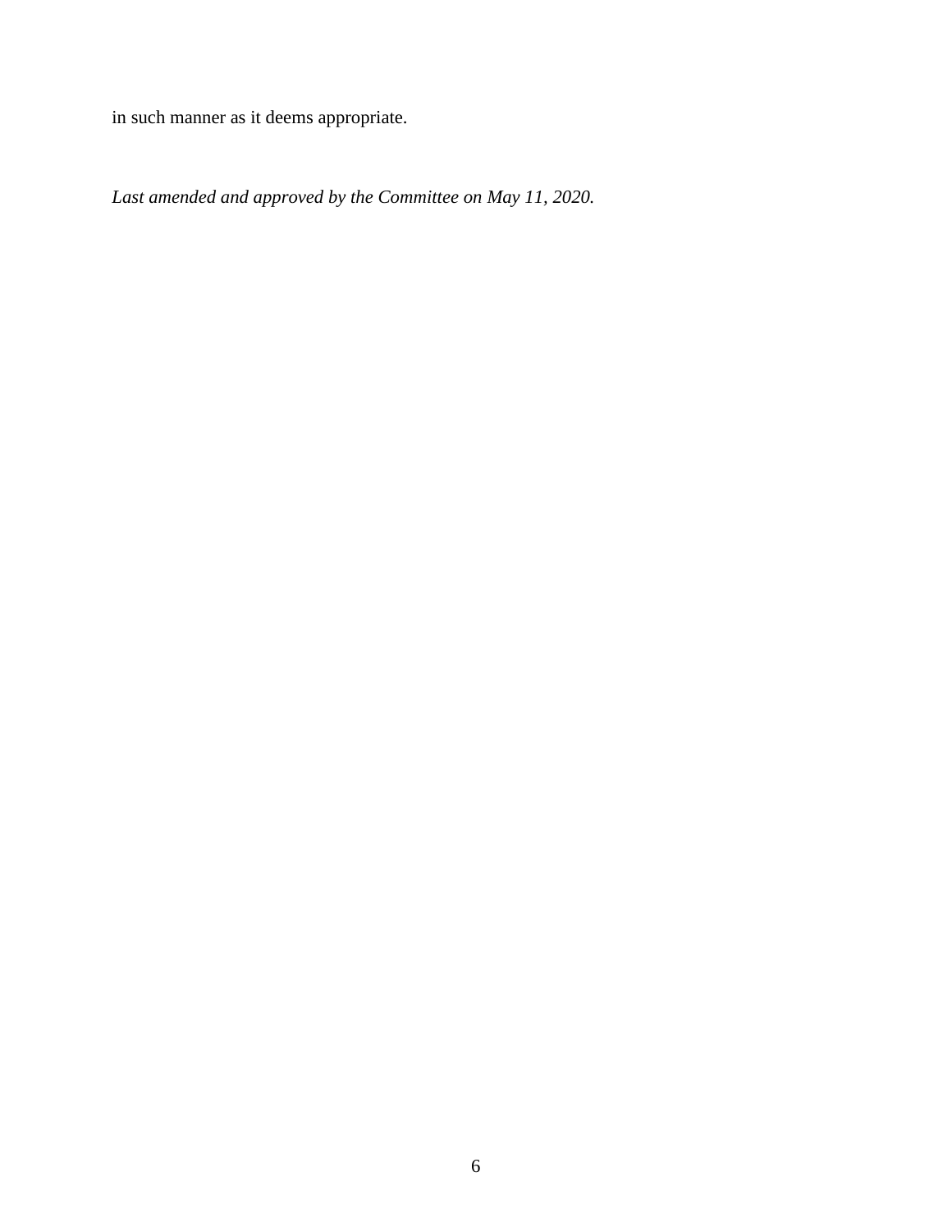in such manner as it deems appropriate.

*Last amended and approved by the Committee on May 11, 2020.*